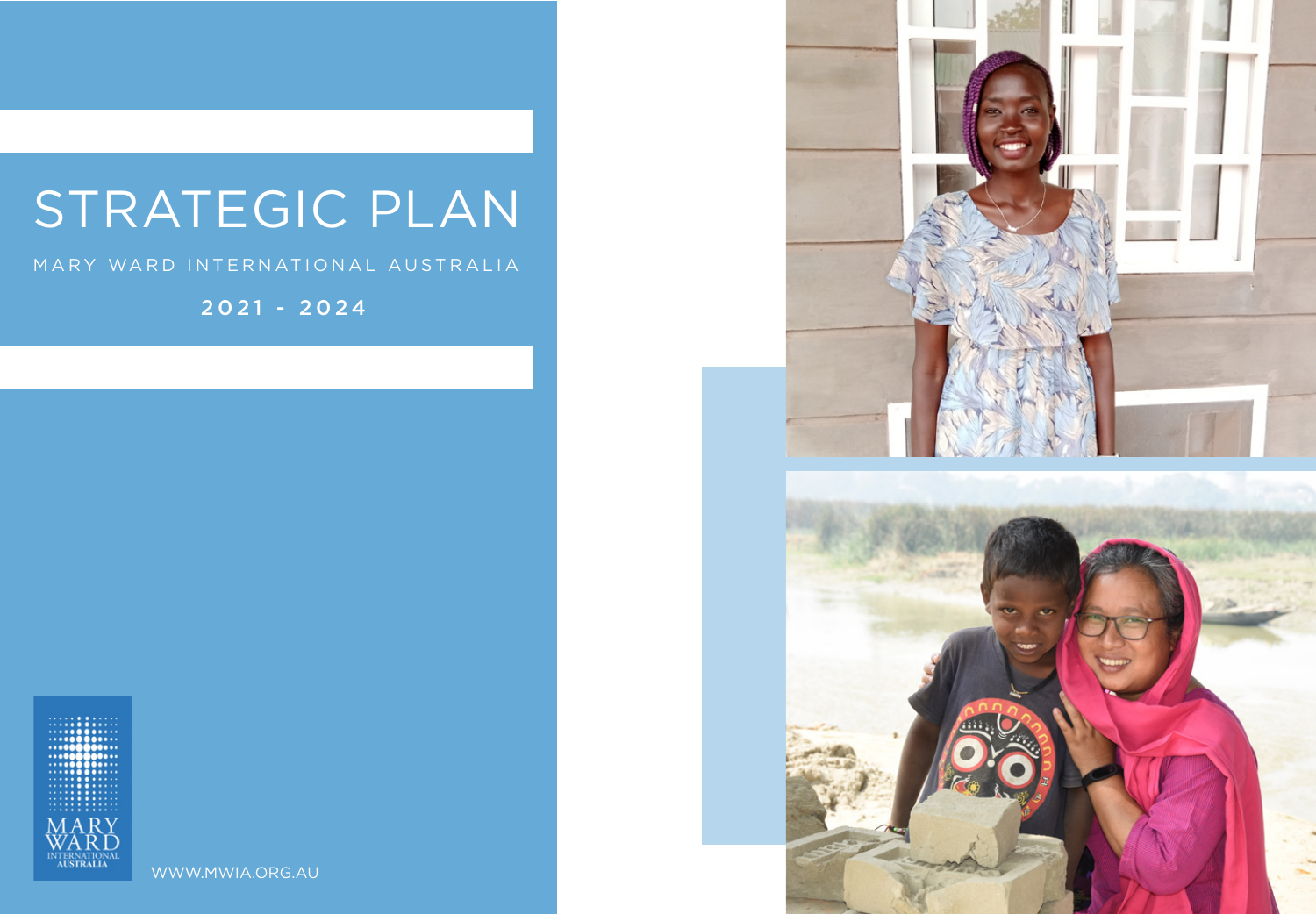# STRATEGIC PLAN

MARY WARD INTERNATIONAL AUSTRALIA

2021 - 2024

MARY WARD INTERNATIONAL AUSTRALIA

WWW.MWIA.ORG.AU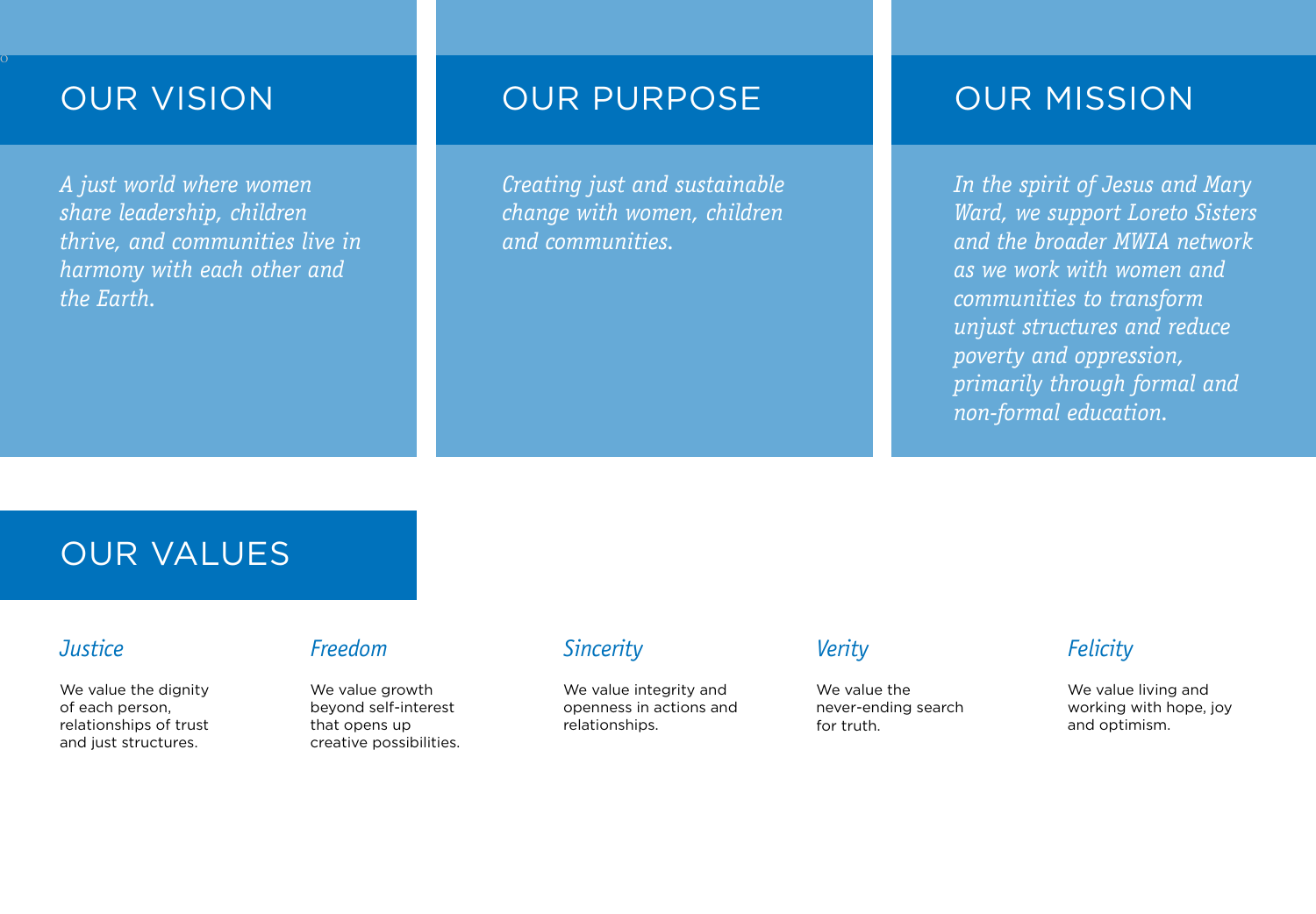## OUR VISION

*A just world where women share leadership, children thrive, and communities live in harmony with each other and the Earth.*

## OUR PURPOSE

*Creating just and sustainable change with women, children and communities.*

## OUR MISSION

*In the spirit of Jesus and Mary Ward, we support Loreto Sisters and the broader MWIA network as we work with women and communities to transform unjust structures and reduce poverty and oppression, primarily through formal and non-formal education.*

## OUR VALUES

### *Justice*

We value the dignity of each person, relationships of trust and just structures.

### *Freedom*

We value growth beyond self-interest that opens up creative possibilities.

### *Sincerity*

We value integrity and openness in actions and relationships.

### *Verity*

We value the never-ending search for truth.

### *Felicity*

We value living and working with hope, joy and optimism.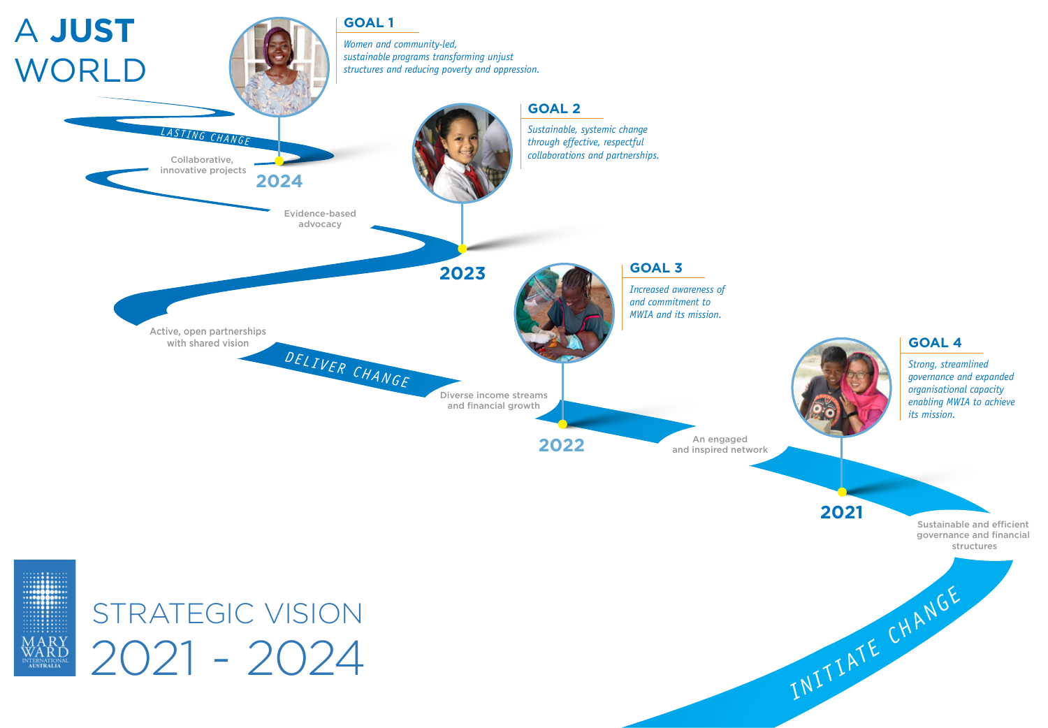# A **JUST** WORLD

**GOAL 1**

*Women and community-led, sustainable programs transforming unjust structures and reducing poverty and oppression.*

LASTING CHANGE

Collaborative, innovative projects

**2024**

**GOAL 2**

*Sustainable, systemic change through effective, respectful collaborations and partnerships.*

Evidence-based advocacy

**2023**

**GOAL 3**

*Increased awareness of and commitment to MWIA and its mission.*

Active, open partnerships with shared vision

DELIVER CHANGE

Diverse income streams and financial growth

**2022**

**GOAL 4**

*Strong, streamlined governance and expanded organisational capacity enabling MWIA to achieve its mission.*

An engaged and inspired network

**2021**

Sustainable and efficient governance and financial structures

INITIATE CHANGE

MARY WARD INTERNATIONAL AUSTRALIA

## STRATEGIC VISION 2021 - 2024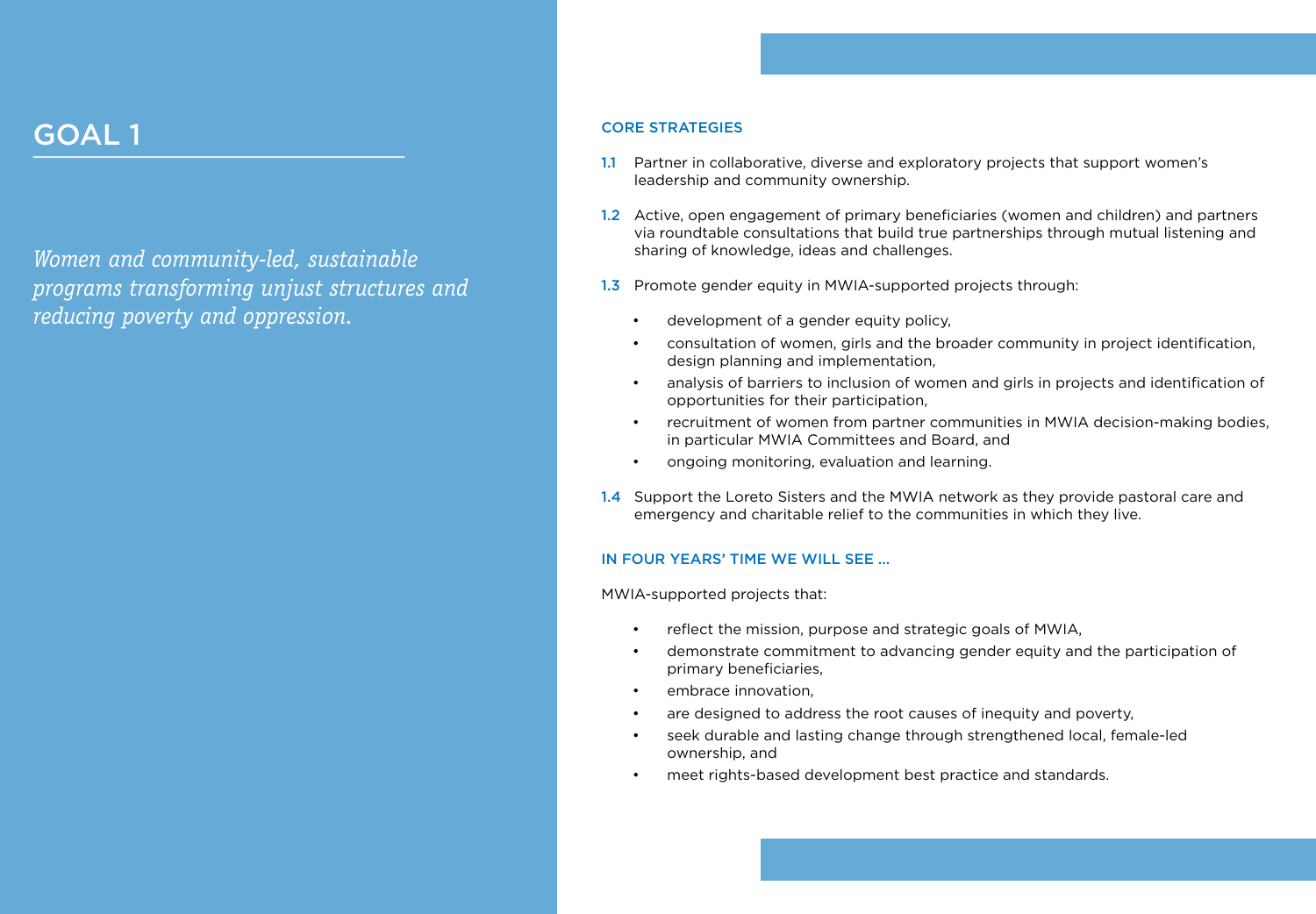# GOAL 1

*Women and community-led, sustainable programs transforming unjust structures and reducing poverty and oppression.*

## CORE STRATEGIES

**1.1** Partner in collaborative, diverse and exploratory projects that support women's leadership and community ownership.

**1.2** Active, open engagement of primary beneficiaries (women and children) and partners via roundtable consultations that build true partnerships through mutual listening and sharing of knowledge, ideas and challenges.

**1.3** Promote gender equity in MWIA-supported projects through:

- development of a gender equity policy,
- consultation of women, girls and the broader community in project identification, design planning and implementation,
- analysis of barriers to inclusion of women and girls in projects and identification of opportunities for their participation,
- recruitment of women from partner communities in MWIA decision-making bodies, in particular MWIA Committees and Board, and
- ongoing monitoring, evaluation and learning.

**1.4** Support the Loreto Sisters and the MWIA network as they provide pastoral care and emergency and charitable relief to the communities in which they live.

## IN FOUR YEARS' TIME WE WILL SEE ...

MWIA-supported projects that:

- reflect the mission, purpose and strategic goals of MWIA,
- demonstrate commitment to advancing gender equity and the participation of primary beneficiaries,
- embrace innovation,
- are designed to address the root causes of inequity and poverty,
- seek durable and lasting change through strengthened local, female-led ownership, and
- meet rights-based development best practice and standards.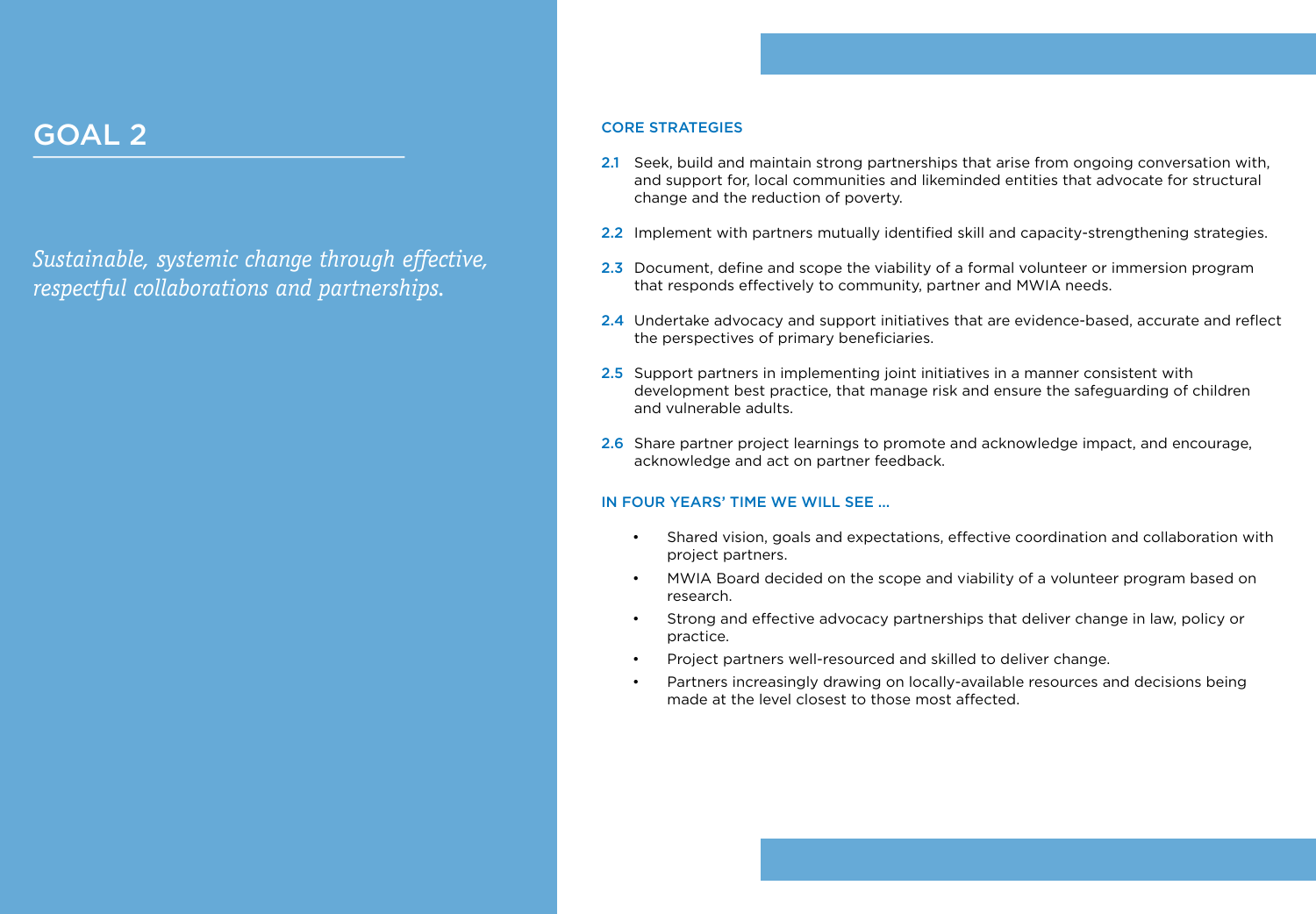# GOAL 2

*Sustainable, systemic change through effective, respectful collaborations and partnerships.*

## CORE STRATEGIES

2.1 Seek, build and maintain strong partnerships that arise from ongoing conversation with, and support for, local communities and likeminded entities that advocate for structural change and the reduction of poverty.

2.2 Implement with partners mutually identified skill and capacity-strengthening strategies.

2.3 Document, define and scope the viability of a formal volunteer or immersion program that responds effectively to community, partner and MWIA needs.

2.4 Undertake advocacy and support initiatives that are evidence-based, accurate and reflect the perspectives of primary beneficiaries.

2.5 Support partners in implementing joint initiatives in a manner consistent with development best practice, that manage risk and ensure the safeguarding of children and vulnerable adults.

2.6 Share partner project learnings to promote and acknowledge impact, and encourage, acknowledge and act on partner feedback.

## IN FOUR YEARS' TIME WE WILL SEE ...

- Shared vision, goals and expectations, effective coordination and collaboration with project partners.
- MWIA Board decided on the scope and viability of a volunteer program based on research.
- Strong and effective advocacy partnerships that deliver change in law, policy or practice.
- Project partners well-resourced and skilled to deliver change.
- Partners increasingly drawing on locally-available resources and decisions being made at the level closest to those most affected.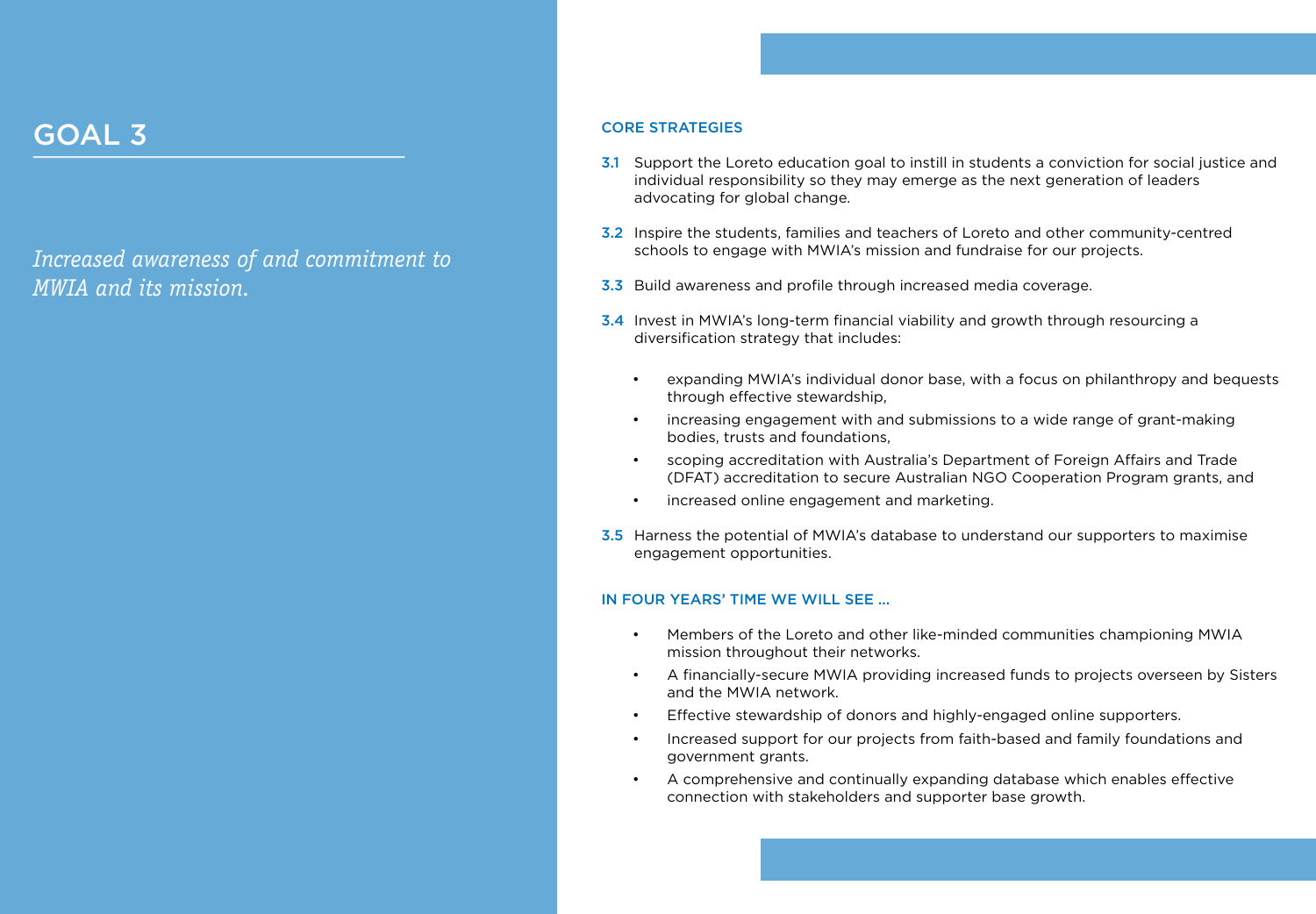# GOAL 3

*Increased awareness of and commitment to MWIA and its mission.*

## CORE STRATEGIES

**3.1** Support the Loreto education goal to instill in students a conviction for social justice and individual responsibility so they may emerge as the next generation of leaders advocating for global change.

**3.2** Inspire the students, families and teachers of Loreto and other community-centred schools to engage with MWIA's mission and fundraise for our projects.

**3.3** Build awareness and profile through increased media coverage.

**3.4** Invest in MWIA's long-term financial viability and growth through resourcing a diversification strategy that includes:

- expanding MWIA's individual donor base, with a focus on philanthropy and bequests through effective stewardship,
- increasing engagement with and submissions to a wide range of grant-making bodies, trusts and foundations,
- scoping accreditation with Australia's Department of Foreign Affairs and Trade (DFAT) accreditation to secure Australian NGO Cooperation Program grants, and
- increased online engagement and marketing.

**3.5** Harness the potential of MWIA's database to understand our supporters to maximise engagement opportunities.

## IN FOUR YEARS' TIME WE WILL SEE ...

- Members of the Loreto and other like-minded communities championing MWIA mission throughout their networks.
- A financially-secure MWIA providing increased funds to projects overseen by Sisters and the MWIA network.
- Effective stewardship of donors and highly-engaged online supporters.
- Increased support for our projects from faith-based and family foundations and government grants.
- A comprehensive and continually expanding database which enables effective connection with stakeholders and supporter base growth.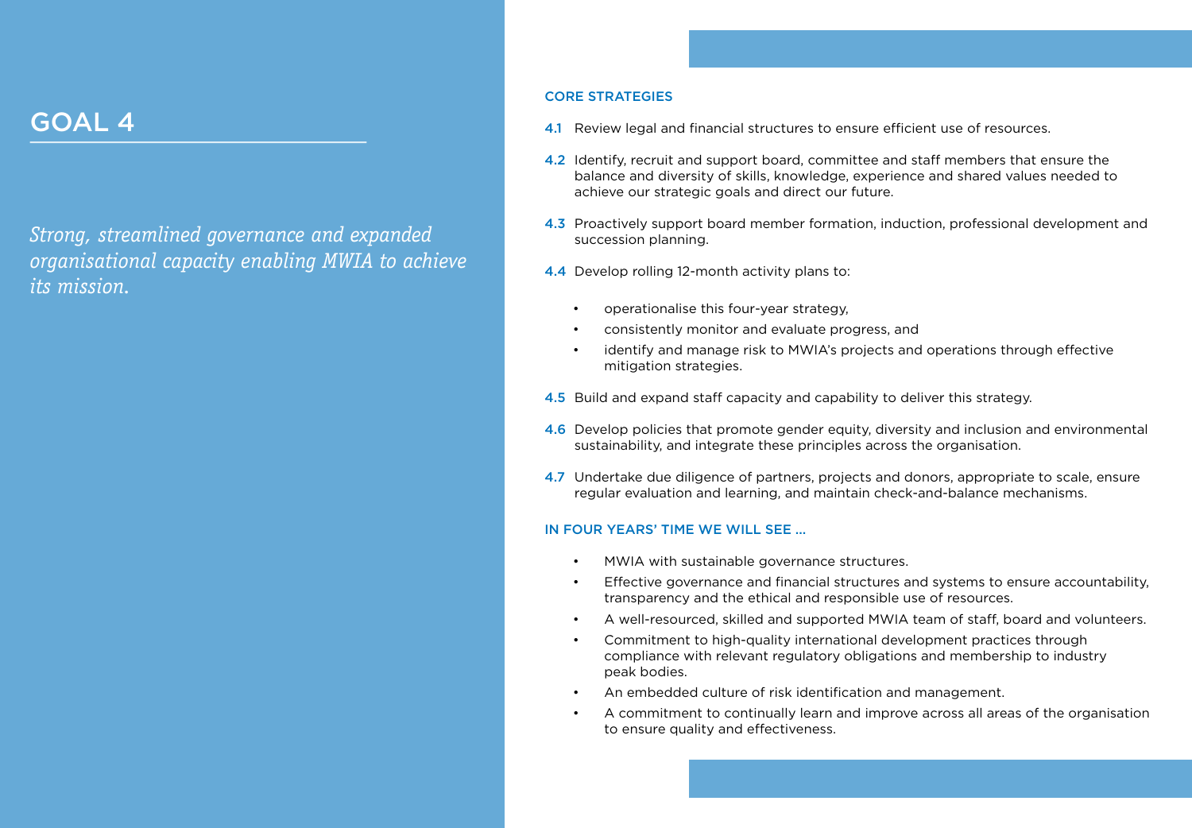# GOAL 4

*Strong, streamlined governance and expanded organisational capacity enabling MWIA to achieve its mission.*

## CORE STRATEGIES

**4.1** Review legal and financial structures to ensure efficient use of resources.

**4.2** Identify, recruit and support board, committee and staff members that ensure the balance and diversity of skills, knowledge, experience and shared values needed to achieve our strategic goals and direct our future.

**4.3** Proactively support board member formation, induction, professional development and succession planning.

**4.4** Develop rolling 12-month activity plans to:

- operationalise this four-year strategy,
- consistently monitor and evaluate progress, and
- identify and manage risk to MWIA's projects and operations through effective mitigation strategies.

**4.5** Build and expand staff capacity and capability to deliver this strategy.

**4.6** Develop policies that promote gender equity, diversity and inclusion and environmental sustainability, and integrate these principles across the organisation.

**4.7** Undertake due diligence of partners, projects and donors, appropriate to scale, ensure regular evaluation and learning, and maintain check-and-balance mechanisms.

## IN FOUR YEARS' TIME WE WILL SEE ...

- MWIA with sustainable governance structures.
- Effective governance and financial structures and systems to ensure accountability, transparency and the ethical and responsible use of resources.
- A well-resourced, skilled and supported MWIA team of staff, board and volunteers.
- Commitment to high-quality international development practices through compliance with relevant regulatory obligations and membership to industry peak bodies.
- An embedded culture of risk identification and management.
- A commitment to continually learn and improve across all areas of the organisation to ensure quality and effectiveness.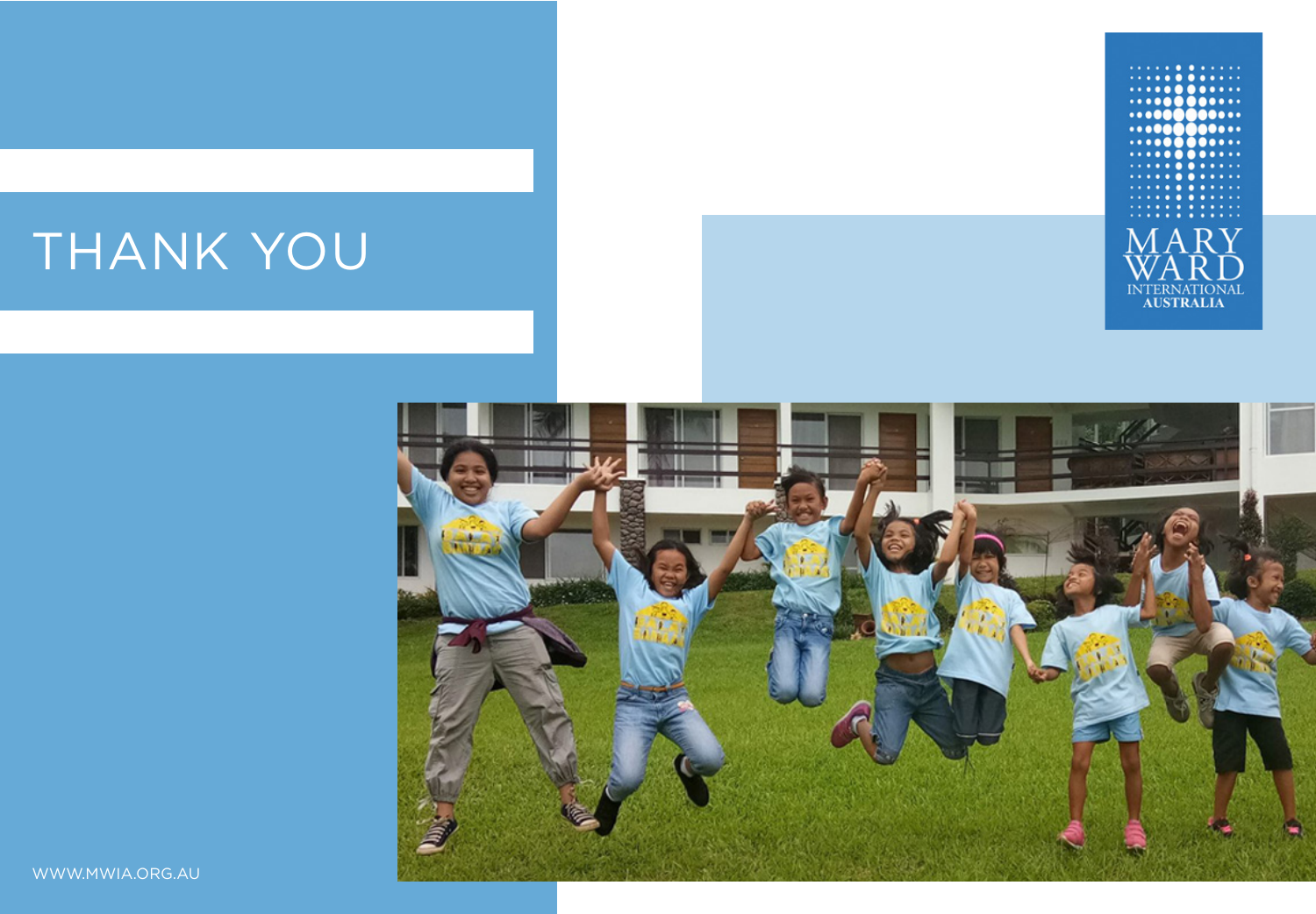# THANK YOU

MARY WARD INTERNATIONAL AUSTRALIA

WWW.MWIA.ORG.AU